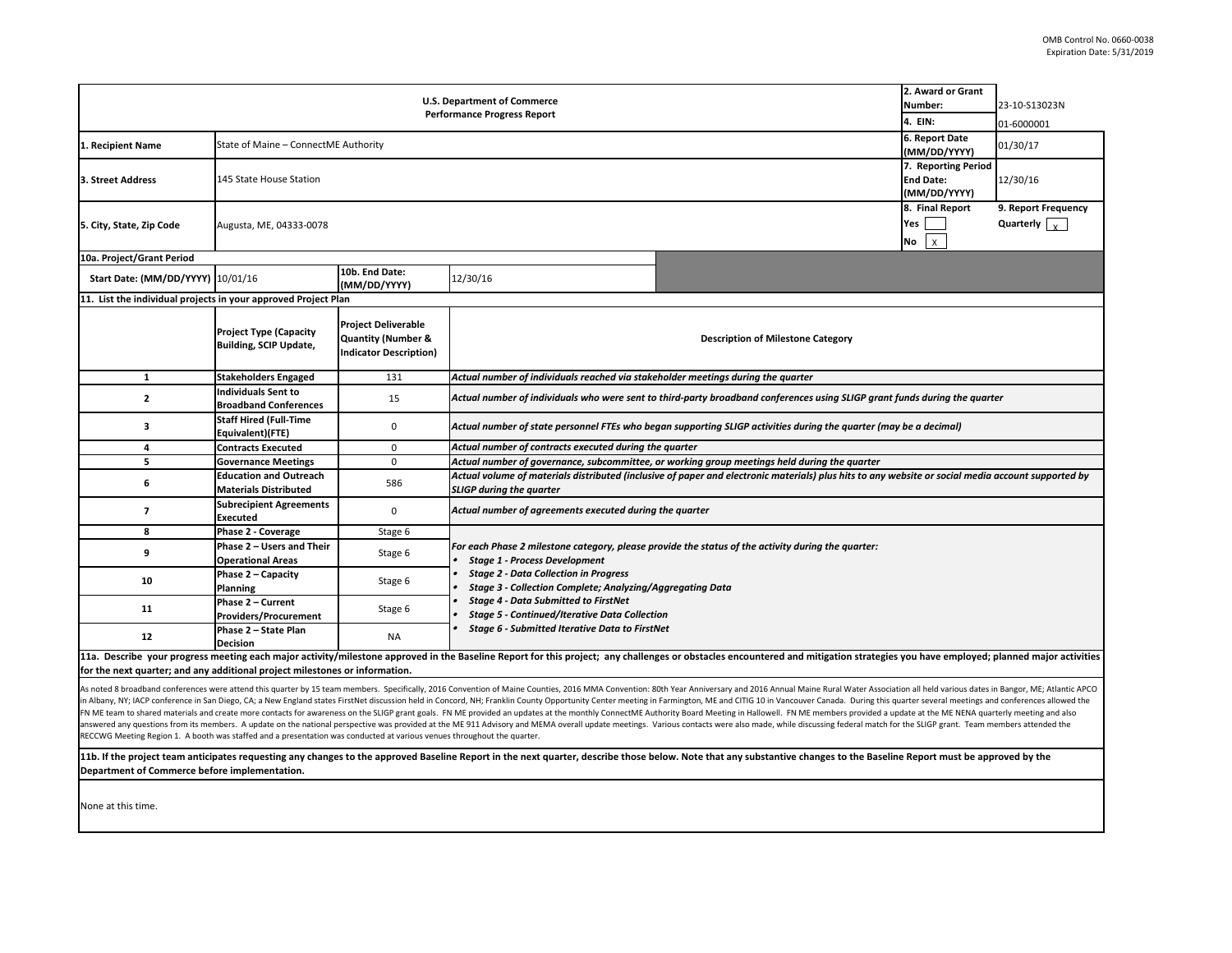OMB Control No. 0660-0038
Expiration Date: 5/31/2019

| U.S. Department of Commerce Performance Progress Report | | 2. Award or Grant Number: | 23-10-S13023N |
|---|---|---|---|
| | | 4. EIN: | 01-6000001 |
| 1. Recipient Name | State of Maine – ConnectME Authority | 6. Report Date (MM/DD/YYYY) | 01/30/17 |
| 3. Street Address | 145 State House Station | 7. Reporting Period End Date: (MM/DD/YYYY) | 12/30/16 |
| 5. City, State, Zip Code | Augusta, ME, 04333-0078 | 8. Final Report Yes [ ] No [X] | 9. Report Frequency Quarterly [X] |

**10a. Project/Grant Period**

| Start Date: (MM/DD/YYYY) | 10/01/16 | 10b. End Date: (MM/DD/YYYY) | 12/30/16 |
|---|---|---|---|

**11. List the individual projects in your approved Project Plan**

| | Project Type (Capacity Building, SCIP Update, | Project Deliverable Quantity (Number & Indicator Description) | Description of Milestone Category |
|---|---|---|---|
| 1 | Stakeholders Engaged | 131 | *Actual number of individuals reached via stakeholder meetings during the quarter* |
| 2 | Individuals Sent to Broadband Conferences | 15 | *Actual number of individuals who were sent to third-party broadband conferences using SLIGP grant funds during the quarter* |
| 3 | Staff Hired (Full-Time Equivalent)(FTE) | 0 | *Actual number of state personnel FTEs who began supporting SLIGP activities during the quarter (may be a decimal)* |
| 4 | Contracts Executed | 0 | *Actual number of contracts executed during the quarter* |
| 5 | Governance Meetings | 0 | *Actual number of governance, subcommittee, or working group meetings held during the quarter* |
| 6 | Education and Outreach Materials Distributed | 586 | *Actual volume of materials distributed (inclusive of paper and electronic materials) plus hits to any website or social media account supported by SLIGP during the quarter* |
| 7 | Subrecipient Agreements Executed | 0 | *Actual number of agreements executed during the quarter* |
| 8 | Phase 2 - Coverage | Stage 6 | *For each Phase 2 milestone category, please provide the status of the activity during the quarter:* *• Stage 1 - Process Development* *• Stage 2 - Data Collection in Progress* *• Stage 3 - Collection Complete; Analyzing/Aggregating Data* *• Stage 4 - Data Submitted to FirstNet* *• Stage 5 - Continued/Iterative Data Collection* *• Stage 6 - Submitted Iterative Data to FirstNet* |
| 9 | Phase 2 – Users and Their Operational Areas | Stage 6 | |
| 10 | Phase 2 – Capacity Planning | Stage 6 | |
| 11 | Phase 2 – Current Providers/Procurement | Stage 6 | |
| 12 | Phase 2 – State Plan Decision | NA | |

**11a. Describe your progress meeting each major activity/milestone approved in the Baseline Report for this project; any challenges or obstacles encountered and mitigation strategies you have employed; planned major activities for the next quarter; and any additional project milestones or information.**

As noted 8 broadband conferences were attend this quarter by 15 team members. Specifically, 2016 Convention of Maine Counties, 2016 MMA Convention: 80th Year Anniversary and 2016 Annual Maine Rural Water Association all held various dates in Bangor, ME; Atlantic APCO in Albany, NY; IACP conference in San Diego, CA; a New England states FirstNet discussion held in Concord, NH; Franklin County Opportunity Center meeting in Farmington, ME and CITIG 10 in Vancouver Canada. During this quarter several meetings and conferences allowed the FN ME team to shared materials and create more contacts for awareness on the SLIGP grant goals. FN ME provided an updates at the monthly ConnectME Authority Board Meeting in Hallowell. FN ME members provided a update at the ME NENA quarterly meeting and also answered any questions from its members. A update on the national perspective was provided at the ME 911 Advisory and MEMA overall update meetings. Various contacts were also made, while discussing federal match for the SLIGP grant. Team members attended the RECCWG Meeting Region 1. A booth was staffed and a presentation was conducted at various venues throughout the quarter.

**11b. If the project team anticipates requesting any changes to the approved Baseline Report in the next quarter, describe those below. Note that any substantive changes to the Baseline Report must be approved by the Department of Commerce before implementation.**

None at this time.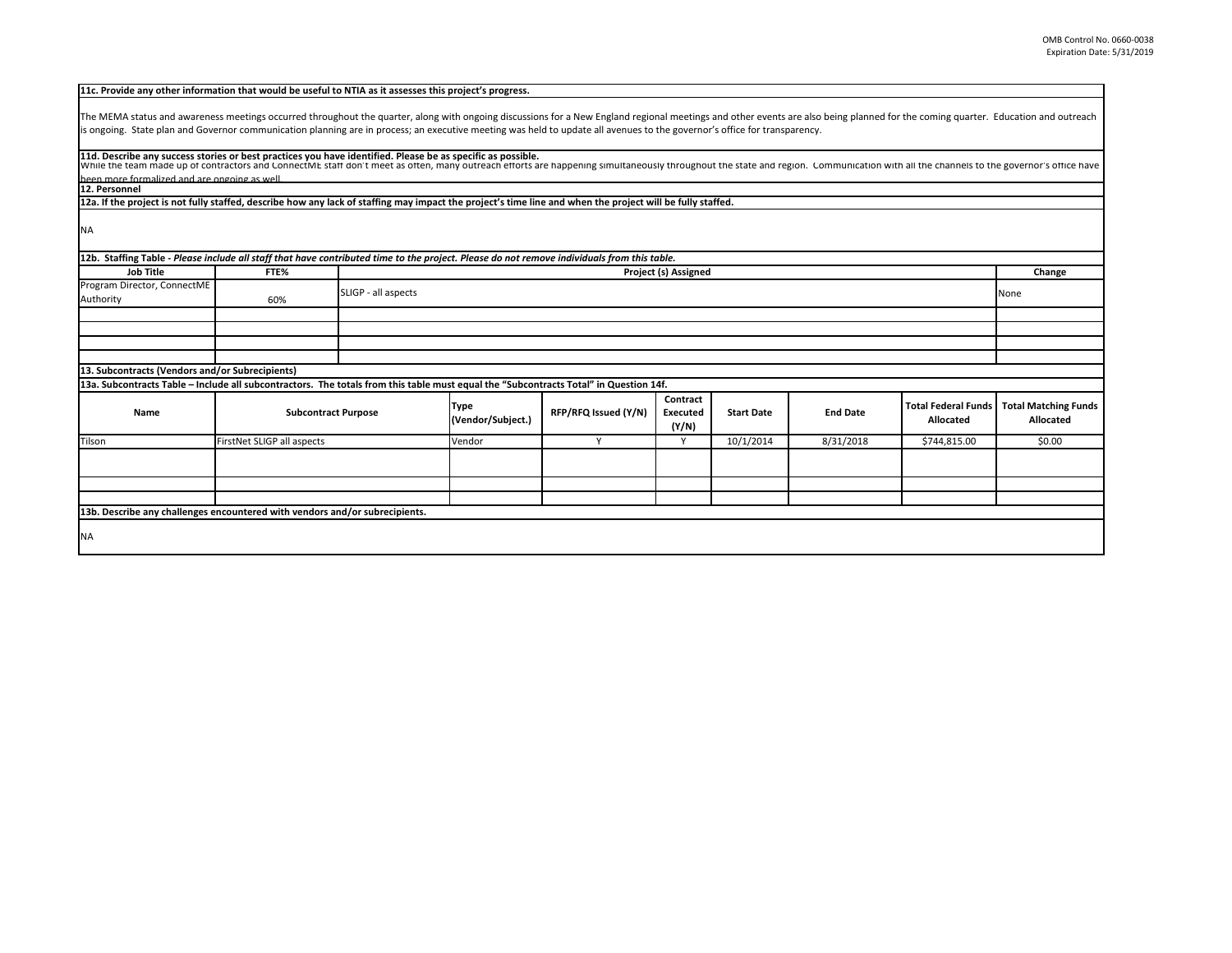**11c. Provide any other information that would be useful to NTIA as it assesses this project's progress.**

The MEMA status and awareness meetings occurred throughout the quarter, along with ongoing discussions for a New England regional meetings and other events are also being planned for the coming quarter. Education and outreach is ongoing. State plan and Governor communication planning are in process; an executive meeting was held to update all avenues to the governor's office for transparency.

**11d. Describe any success stories or best practices you have identified. Please be as specific as possible.**

While the team made up of contractors and ConnectME staff don't meet as often, many outreach efforts are happening simultaneously throughout the state and region. Communication with all the channels to the governor's office have been more formalized and are ongoing as well.

**12. Personnel**

**12a. If the project is not fully staffed, describe how any lack of staffing may impact the project's time line and when the project will be fully staffed.**

NA

**12b. Staffing Table** - *Please include all staff that have contributed time to the project. Please do not remove individuals from this table.*

| Job Title | FTE% | Project (s) Assigned | Change |
|---|---|---|---|
| Program Director, ConnectME Authority | 60% | SLIGP - all aspects | None |
| | | | |
| | | | |
| | | | |
| | | | |

**13. Subcontracts (Vendors and/or Subrecipients)**

**13a. Subcontracts Table – Include all subcontractors. The totals from this table must equal the "Subcontracts Total" in Question 14f.**

| Name | Subcontract Purpose | Type (Vendor/Subject.) | RFP/RFQ Issued (Y/N) | Contract Executed (Y/N) | Start Date | End Date | Total Federal Funds Allocated | Total Matching Funds Allocated |
|---|---|---|---|---|---|---|---|---|
| Tilson | FirstNet SLIGP all aspects | Vendor | Y | Y | 10/1/2014 | 8/31/2018 | $744,815.00 | $0.00 |
| | | | | | | | | |
| | | | | | | | | |
| | | | | | | | | |

**13b. Describe any challenges encountered with vendors and/or subrecipients.**

NA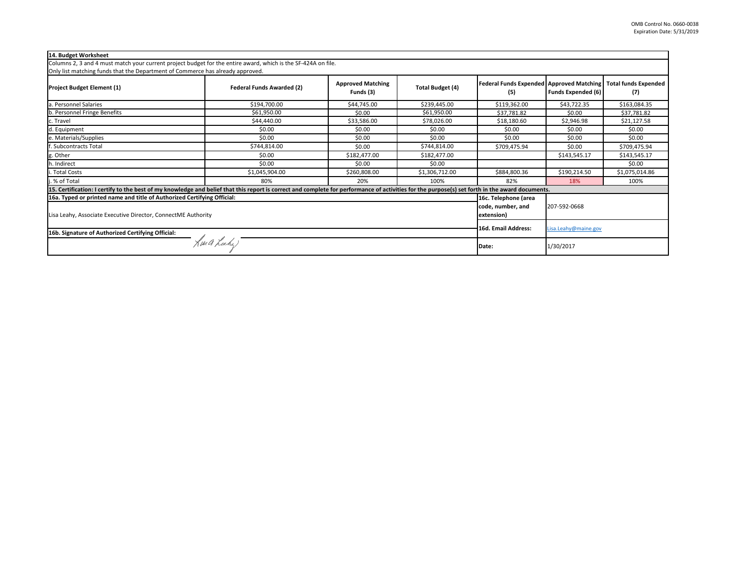OMB Control No. 0660-0038
Expiration Date: 5/31/2019

**14. Budget Worksheet**

Columns 2, 3 and 4 must match your current project budget for the entire award, which is the SF-424A on file.
Only list matching funds that the Department of Commerce has already approved.

| Project Budget Element (1) | Federal Funds Awarded (2) | Approved Matching Funds (3) | Total Budget (4) | Federal Funds Expended (5) | Approved Matching Funds Expended (6) | Total funds Expended (7) |
|---|---|---|---|---|---|---|
| a. Personnel Salaries | $194,700.00 | $44,745.00 | $239,445.00 | $119,362.00 | $43,722.35 | $163,084.35 |
| b. Personnel Fringe Benefits | $61,950.00 | $0.00 | $61,950.00 | $37,781.82 | $0.00 | $37,781.82 |
| c. Travel | $44,440.00 | $33,586.00 | $78,026.00 | $18,180.60 | $2,946.98 | $21,127.58 |
| d. Equipment | $0.00 | $0.00 | $0.00 | $0.00 | $0.00 | $0.00 |
| e. Materials/Supplies | $0.00 | $0.00 | $0.00 | $0.00 | $0.00 | $0.00 |
| f. Subcontracts Total | $744,814.00 | $0.00 | $744,814.00 | $709,475.94 | $0.00 | $709,475.94 |
| g. Other | $0.00 | $182,477.00 | $182,477.00 | | $143,545.17 | $143,545.17 |
| h. Indirect | $0.00 | $0.00 | $0.00 | | | $0.00 |
| i. Total Costs | $1,045,904.00 | $260,808.00 | $1,306,712.00 | $884,800.36 | $190,214.50 | $1,075,014.86 |
| j. % of Total | 80% | 20% | 100% | 82% | 18% | 100% |

**15. Certification: I certify to the best of my knowledge and belief that this report is correct and complete for performance of activities for the purpose(s) set forth in the award documents.**

| | | | |
|---|---|---|---|
| **16a. Typed or printed name and title of Authorized Certifying Official:** Lisa Leahy, Associate Executive Director, ConnectME Authority | | **16c. Telephone (area code, number, and extension)** | 207-592-0668 |
| **16b. Signature of Authorized Certifying Official:** | Lisa Leahy | **16d. Email Address:** | Lisa.Leahy@maine.gov |
| | | **Date:** | 1/30/2017 |